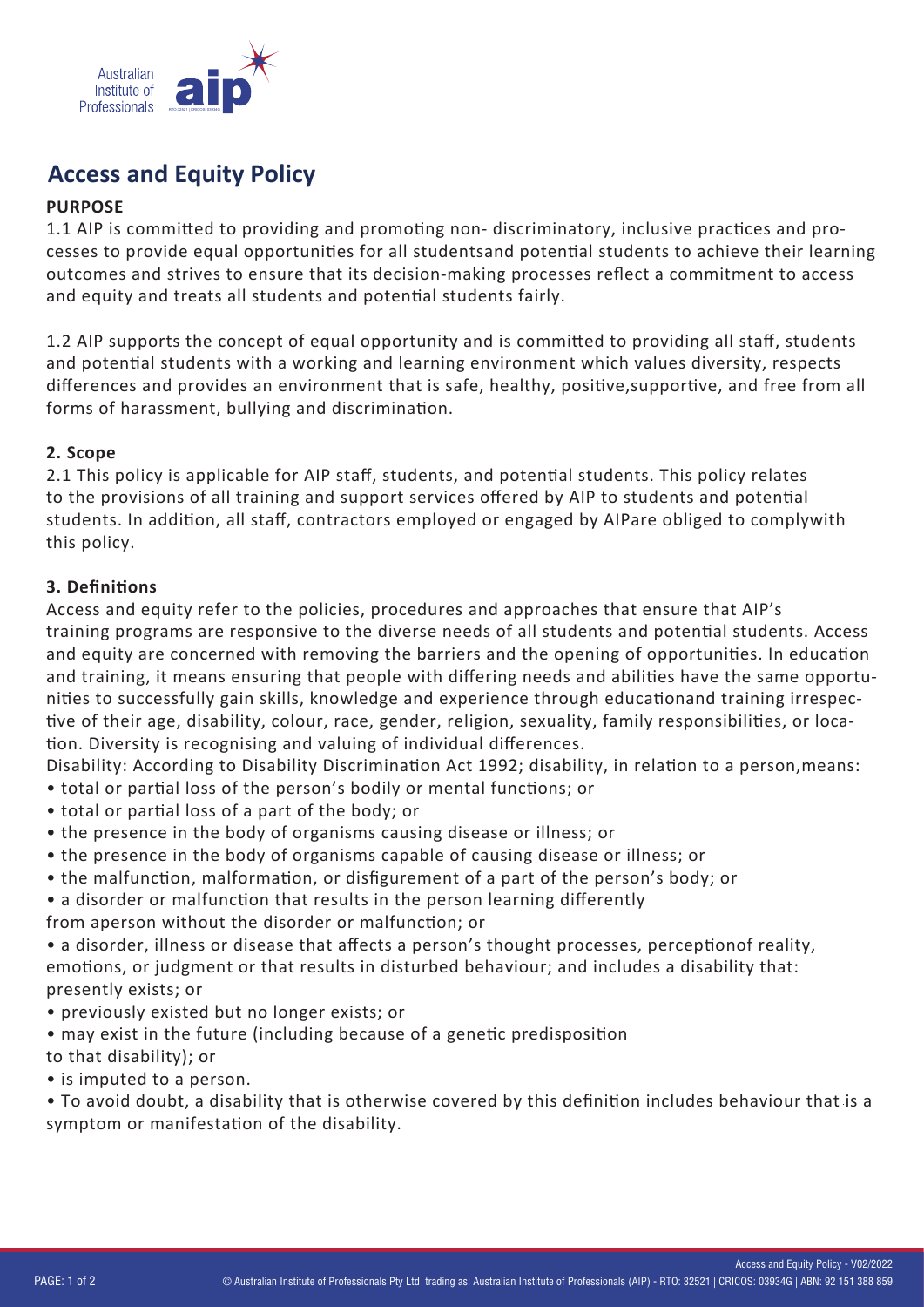# Access and Equity Policy

**PURPOSE**

1.1 AIP is committed to providing and promoting non- discriminatory, inclusive practices and processes to provide equal opportunities for all studentsand potential students to achieve their learning outcomes and strives to ensure that its decision-making processes reflect a commitment to access and equity and treats all students and potential students fairly.

1.2 AIP supports the concept of equal opportunity and is committed to providing all staff, students and potential students with a working and learning environment which values diversity, respects differences and provides an environment that is safe, healthy, positive,supportive, and free from all forms of harassment, bullying and discrimination.

**2. Scope**

2.1 This policy is applicable for AIP staff, students, and potential students. This policy relates to the provisions of all training and support services offered by AIP to students and potential students. In addition, all staff, contractors employed or engaged by AIPare obliged to complywith this policy.

**3. Definitions**

Access and equity refer to the policies, procedures and approaches that ensure that AIP's training programs are responsive to the diverse needs of all students and potential students. Access and equity are concerned with removing the barriers and the opening of opportunities. In education and training, it means ensuring that people with differing needs and abilities have the same opportunities to successfully gain skills, knowledge and experience through educationand training irrespective of their age, disability, colour, race, gender, religion, sexuality, family responsibilities, or location. Diversity is recognising and valuing of individual differences.

Disability: According to Disability Discrimination Act 1992; disability, in relation to a person,means:

- total or partial loss of the person's bodily or mental functions; or
- total or partial loss of a part of the body; or
- the presence in the body of organisms causing disease or illness; or
- the presence in the body of organisms capable of causing disease or illness; or
- the malfunction, malformation, or disfigurement of a part of the person's body; or
- a disorder or malfunction that results in the person learning differently from aperson without the disorder or malfunction; or
- a disorder, illness or disease that affects a person's thought processes, perceptionof reality, emotions, or judgment or that results in disturbed behaviour; and includes a disability that: presently exists; or
- previously existed but no longer exists; or
- may exist in the future (including because of a genetic predisposition to that disability); or
- is imputed to a person.
- To avoid doubt, a disability that is otherwise covered by this definition includes behaviour that is a symptom or manifestation of the disability.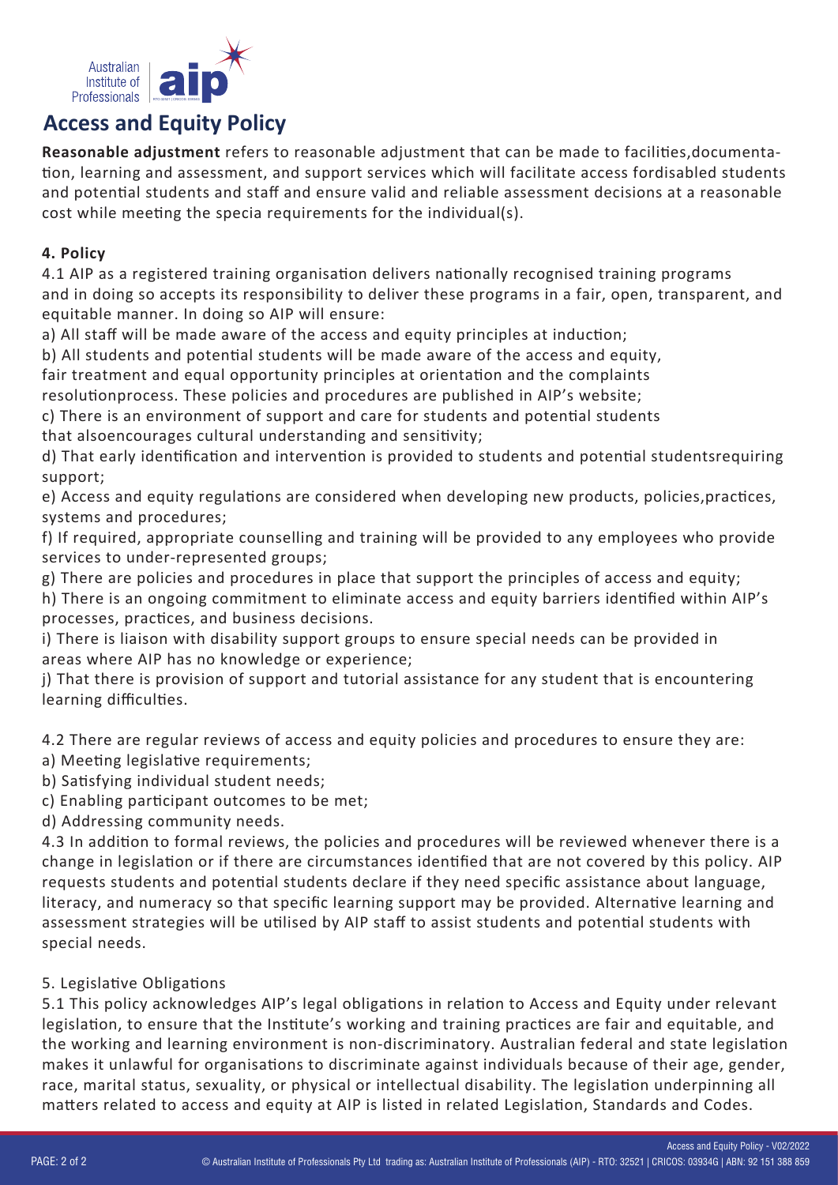## Access and Equity Policy

**Reasonable adjustment** refers to reasonable adjustment that can be made to facilities,documentation, learning and assessment, and support services which will facilitate access fordisabled students and potential students and staff and ensure valid and reliable assessment decisions at a reasonable cost while meeting the specia requirements for the individual(s).

**4. Policy**

4.1 AIP as a registered training organisation delivers nationally recognised training programs and in doing so accepts its responsibility to deliver these programs in a fair, open, transparent, and equitable manner. In doing so AIP will ensure:

a) All staff will be made aware of the access and equity principles at induction;

b) All students and potential students will be made aware of the access and equity, fair treatment and equal opportunity principles at orientation and the complaints resolutionprocess. These policies and procedures are published in AIP's website;

c) There is an environment of support and care for students and potential students that alsoencourages cultural understanding and sensitivity;

d) That early identification and intervention is provided to students and potential studentsrequiring support;

e) Access and equity regulations are considered when developing new products, policies,practices, systems and procedures;

f) If required, appropriate counselling and training will be provided to any employees who provide services to under-represented groups;

g) There are policies and procedures in place that support the principles of access and equity;

h) There is an ongoing commitment to eliminate access and equity barriers identified within AIP's processes, practices, and business decisions.

i) There is liaison with disability support groups to ensure special needs can be provided in areas where AIP has no knowledge or experience;

j) That there is provision of support and tutorial assistance for any student that is encountering learning difficulties.

4.2 There are regular reviews of access and equity policies and procedures to ensure they are:

a) Meeting legislative requirements;

b) Satisfying individual student needs;

c) Enabling participant outcomes to be met;

d) Addressing community needs.

4.3 In addition to formal reviews, the policies and procedures will be reviewed whenever there is a change in legislation or if there are circumstances identified that are not covered by this policy. AIP requests students and potential students declare if they need specific assistance about language, literacy, and numeracy so that specific learning support may be provided. Alternative learning and assessment strategies will be utilised by AIP staff to assist students and potential students with special needs.

5. Legislative Obligations

5.1 This policy acknowledges AIP's legal obligations in relation to Access and Equity under relevant legislation, to ensure that the Institute's working and training practices are fair and equitable, and the working and learning environment is non-discriminatory. Australian federal and state legislation makes it unlawful for organisations to discriminate against individuals because of their age, gender, race, marital status, sexuality, or physical or intellectual disability. The legislation underpinning all matters related to access and equity at AIP is listed in related Legislation, Standards and Codes.